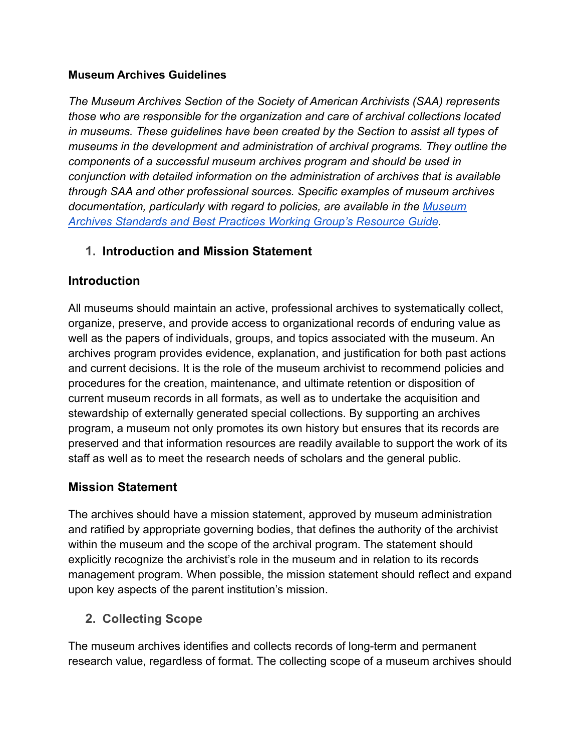**Museum Archives Guidelines**

*The Museum Archives Section of the Society of American Archivists (SAA) represents those who are responsible for the organization and care of archival collections located in museums. These guidelines have been created by the Section to assist all types of museums in the development and administration of archival programs. They outline the components of a successful museum archives program and should be used in conjunction with detailed information on the administration of archives that is available through SAA and other professional sources. Specific examples of museum archives documentation, particularly with regard to policies, are available in the [Museum Archives Standards and Best Practices Working Group's Resource Guide](#).*

1. **Introduction and Mission Statement**

## Introduction

All museums should maintain an active, professional archives to systematically collect, organize, preserve, and provide access to organizational records of enduring value as well as the papers of individuals, groups, and topics associated with the museum. An archives program provides evidence, explanation, and justification for both past actions and current decisions. It is the role of the museum archivist to recommend policies and procedures for the creation, maintenance, and ultimate retention or disposition of current museum records in all formats, as well as to undertake the acquisition and stewardship of externally generated special collections. By supporting an archives program, a museum not only promotes its own history but ensures that its records are preserved and that information resources are readily available to support the work of its staff as well as to meet the research needs of scholars and the general public.

## Mission Statement

The archives should have a mission statement, approved by museum administration and ratified by appropriate governing bodies, that defines the authority of the archivist within the museum and the scope of the archival program. The statement should explicitly recognize the archivist's role in the museum and in relation to its records management program. When possible, the mission statement should reflect and expand upon key aspects of the parent institution's mission.

2. **Collecting Scope**

The museum archives identifies and collects records of long-term and permanent research value, regardless of format. The collecting scope of a museum archives should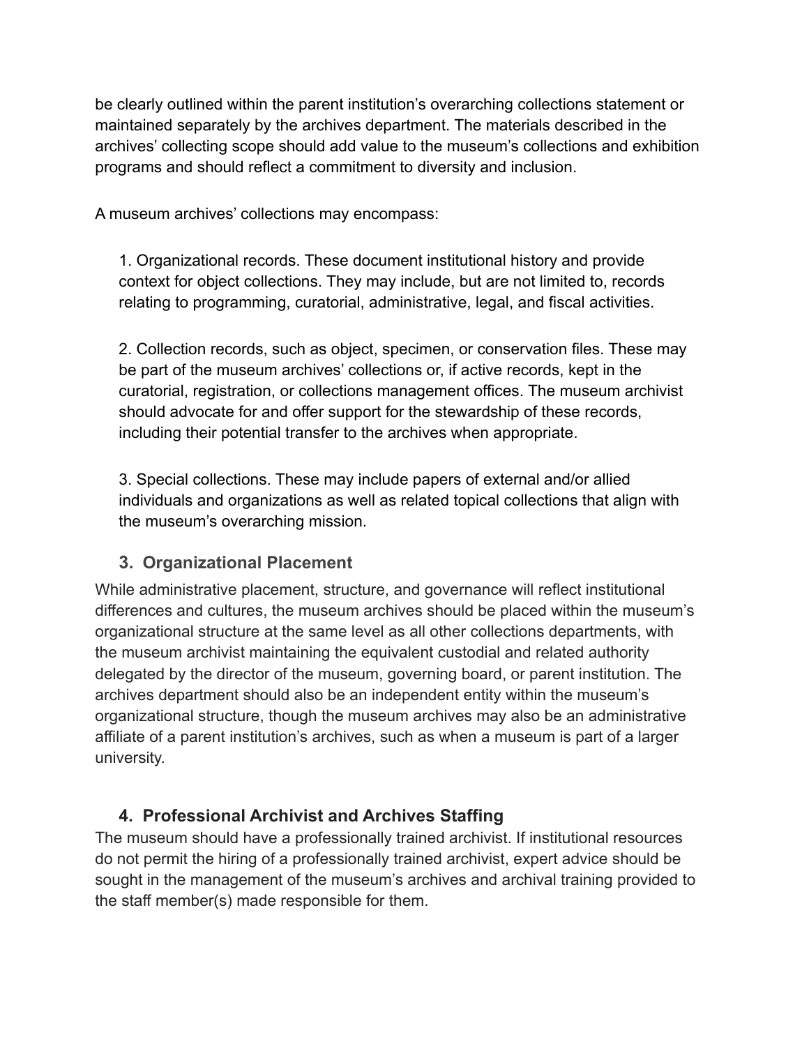be clearly outlined within the parent institution's overarching collections statement or maintained separately by the archives department. The materials described in the archives' collecting scope should add value to the museum's collections and exhibition programs and should reflect a commitment to diversity and inclusion.

A museum archives' collections may encompass:

1. Organizational records. These document institutional history and provide context for object collections. They may include, but are not limited to, records relating to programming, curatorial, administrative, legal, and fiscal activities.

2. Collection records, such as object, specimen, or conservation files. These may be part of the museum archives' collections or, if active records, kept in the curatorial, registration, or collections management offices. The museum archivist should advocate for and offer support for the stewardship of these records, including their potential transfer to the archives when appropriate.

3. Special collections. These may include papers of external and/or allied individuals and organizations as well as related topical collections that align with the museum's overarching mission.

### 3. Organizational Placement

While administrative placement, structure, and governance will reflect institutional differences and cultures, the museum archives should be placed within the museum's organizational structure at the same level as all other collections departments, with the museum archivist maintaining the equivalent custodial and related authority delegated by the director of the museum, governing board, or parent institution. The archives department should also be an independent entity within the museum's organizational structure, though the museum archives may also be an administrative affiliate of a parent institution's archives, such as when a museum is part of a larger university.

### 4. Professional Archivist and Archives Staffing

The museum should have a professionally trained archivist. If institutional resources do not permit the hiring of a professionally trained archivist, expert advice should be sought in the management of the museum's archives and archival training provided to the staff member(s) made responsible for them.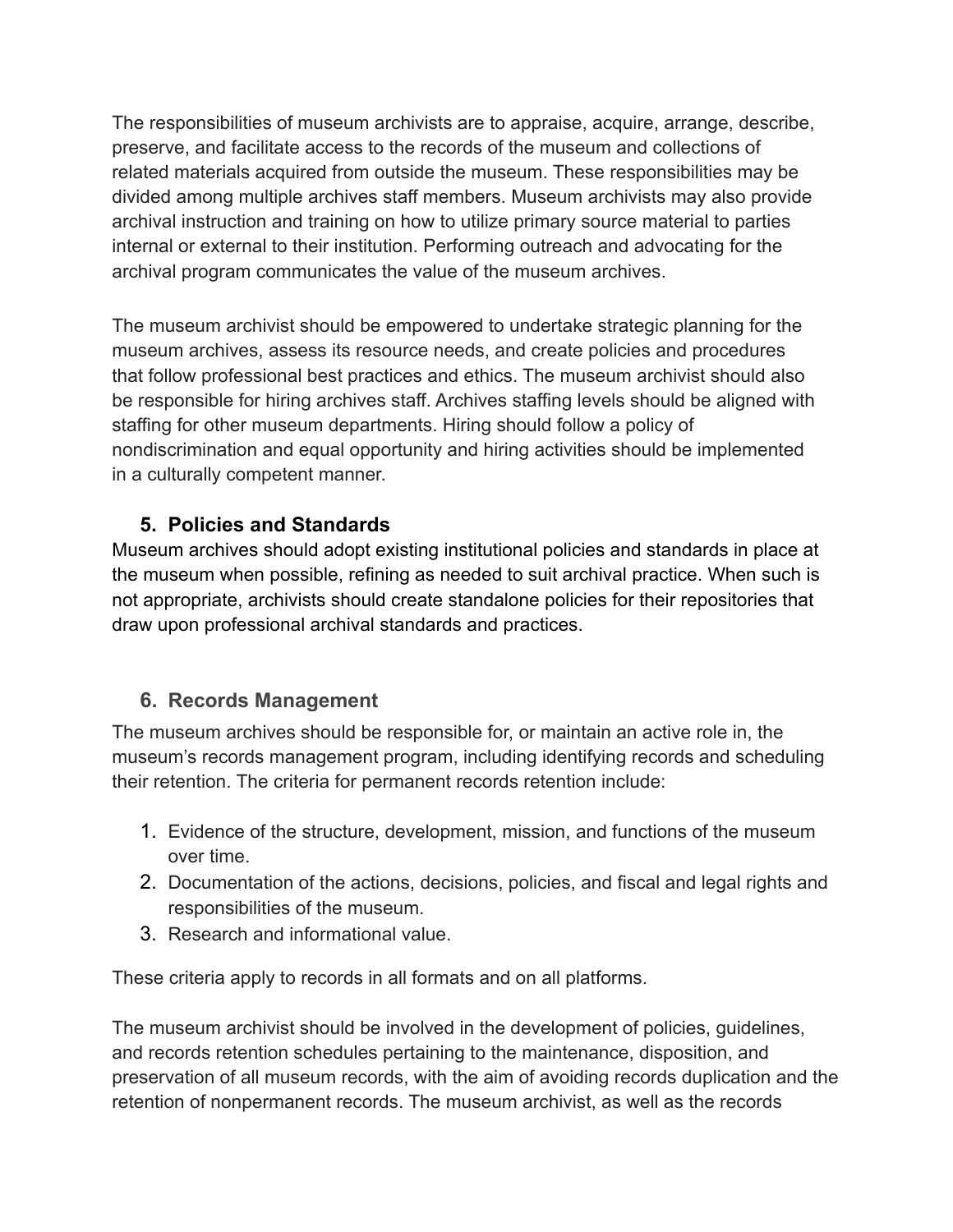The responsibilities of museum archivists are to appraise, acquire, arrange, describe, preserve, and facilitate access to the records of the museum and collections of related materials acquired from outside the museum. These responsibilities may be divided among multiple archives staff members. Museum archivists may also provide archival instruction and training on how to utilize primary source material to parties internal or external to their institution. Performing outreach and advocating for the archival program communicates the value of the museum archives.

The museum archivist should be empowered to undertake strategic planning for the museum archives, assess its resource needs, and create policies and procedures that follow professional best practices and ethics. The museum archivist should also be responsible for hiring archives staff. Archives staffing levels should be aligned with staffing for other museum departments. Hiring should follow a policy of nondiscrimination and equal opportunity and hiring activities should be implemented in a culturally competent manner.

## 5. Policies and Standards

Museum archives should adopt existing institutional policies and standards in place at the museum when possible, refining as needed to suit archival practice. When such is not appropriate, archivists should create standalone policies for their repositories that draw upon professional archival standards and practices.

## 6. Records Management

The museum archives should be responsible for, or maintain an active role in, the museum's records management program, including identifying records and scheduling their retention. The criteria for permanent records retention include:

1. Evidence of the structure, development, mission, and functions of the museum over time.
2. Documentation of the actions, decisions, policies, and fiscal and legal rights and responsibilities of the museum.
3. Research and informational value.

These criteria apply to records in all formats and on all platforms.

The museum archivist should be involved in the development of policies, guidelines, and records retention schedules pertaining to the maintenance, disposition, and preservation of all museum records, with the aim of avoiding records duplication and the retention of nonpermanent records. The museum archivist, as well as the records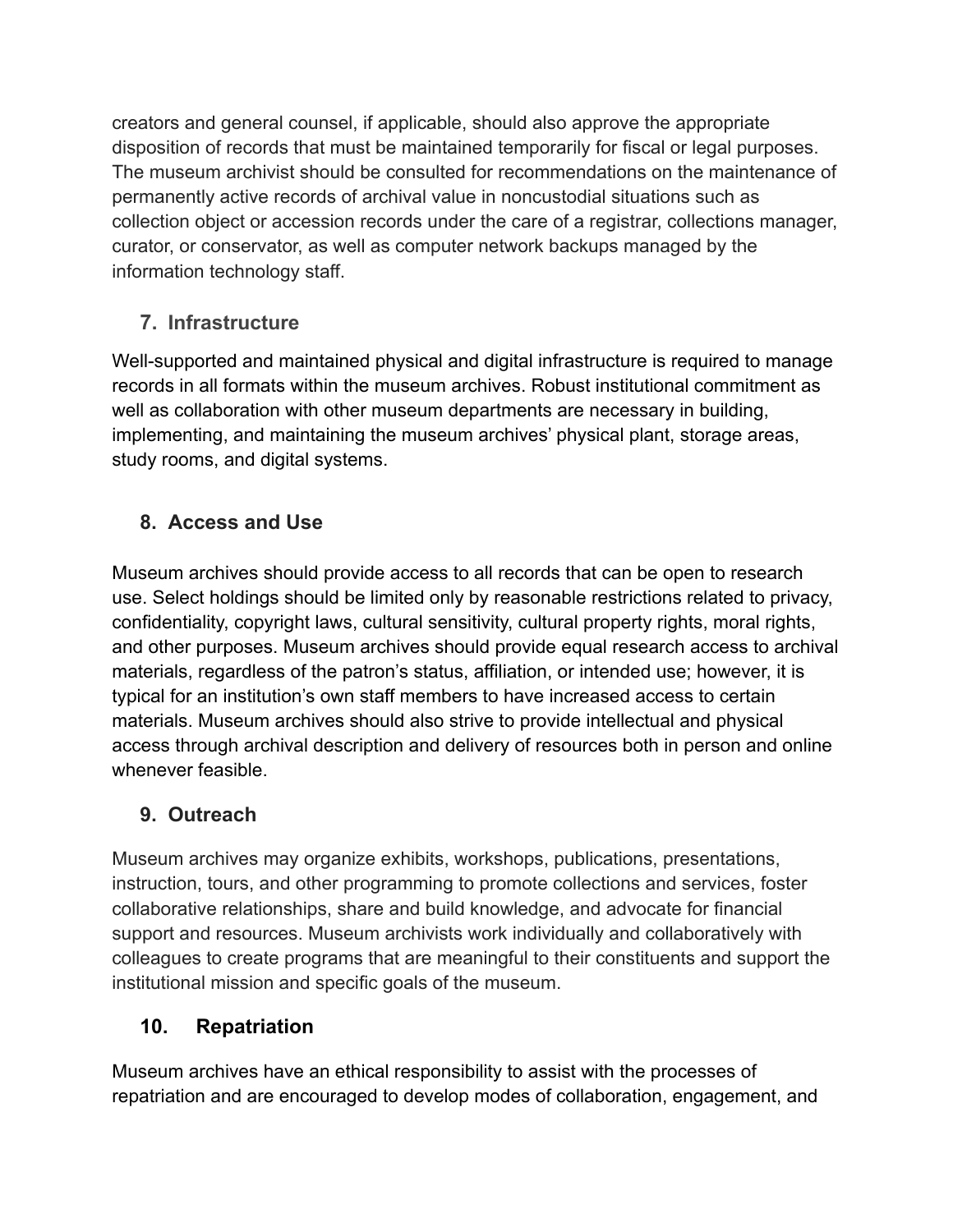creators and general counsel, if applicable, should also approve the appropriate disposition of records that must be maintained temporarily for fiscal or legal purposes. The museum archivist should be consulted for recommendations on the maintenance of permanently active records of archival value in noncustodial situations such as collection object or accession records under the care of a registrar, collections manager, curator, or conservator, as well as computer network backups managed by the information technology staff.

### 7. Infrastructure

Well-supported and maintained physical and digital infrastructure is required to manage records in all formats within the museum archives. Robust institutional commitment as well as collaboration with other museum departments are necessary in building, implementing, and maintaining the museum archives' physical plant, storage areas, study rooms, and digital systems.

### 8. Access and Use

Museum archives should provide access to all records that can be open to research use. Select holdings should be limited only by reasonable restrictions related to privacy, confidentiality, copyright laws, cultural sensitivity, cultural property rights, moral rights, and other purposes. Museum archives should provide equal research access to archival materials, regardless of the patron's status, affiliation, or intended use; however, it is typical for an institution's own staff members to have increased access to certain materials. Museum archives should also strive to provide intellectual and physical access through archival description and delivery of resources both in person and online whenever feasible.

### 9. Outreach

Museum archives may organize exhibits, workshops, publications, presentations, instruction, tours, and other programming to promote collections and services, foster collaborative relationships, share and build knowledge, and advocate for financial support and resources. Museum archivists work individually and collaboratively with colleagues to create programs that are meaningful to their constituents and support the institutional mission and specific goals of the museum.

### 10. Repatriation

Museum archives have an ethical responsibility to assist with the processes of repatriation and are encouraged to develop modes of collaboration, engagement, and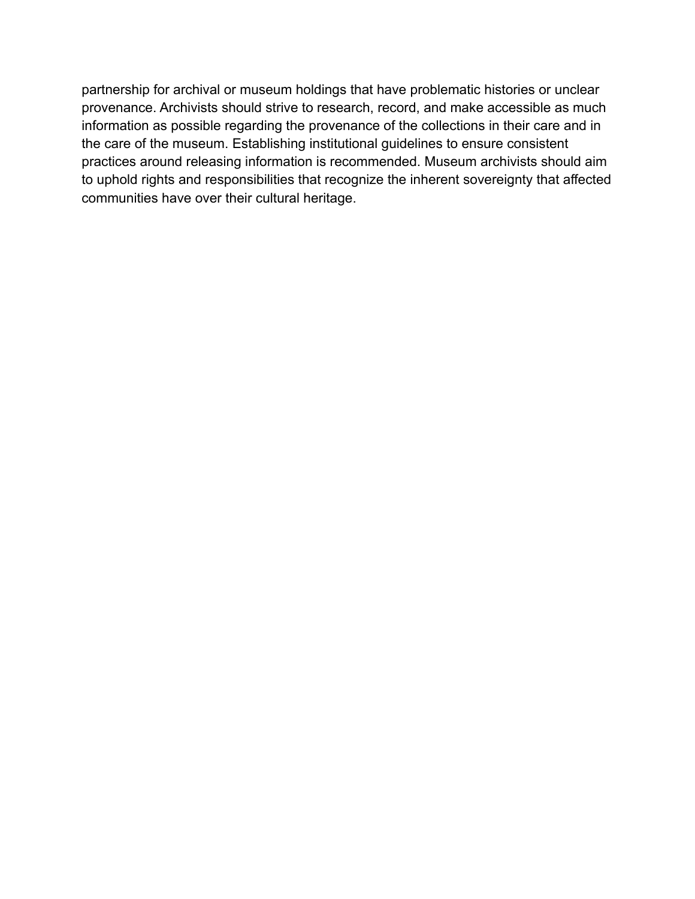partnership for archival or museum holdings that have problematic histories or unclear provenance. Archivists should strive to research, record, and make accessible as much information as possible regarding the provenance of the collections in their care and in the care of the museum. Establishing institutional guidelines to ensure consistent practices around releasing information is recommended. Museum archivists should aim to uphold rights and responsibilities that recognize the inherent sovereignty that affected communities have over their cultural heritage.